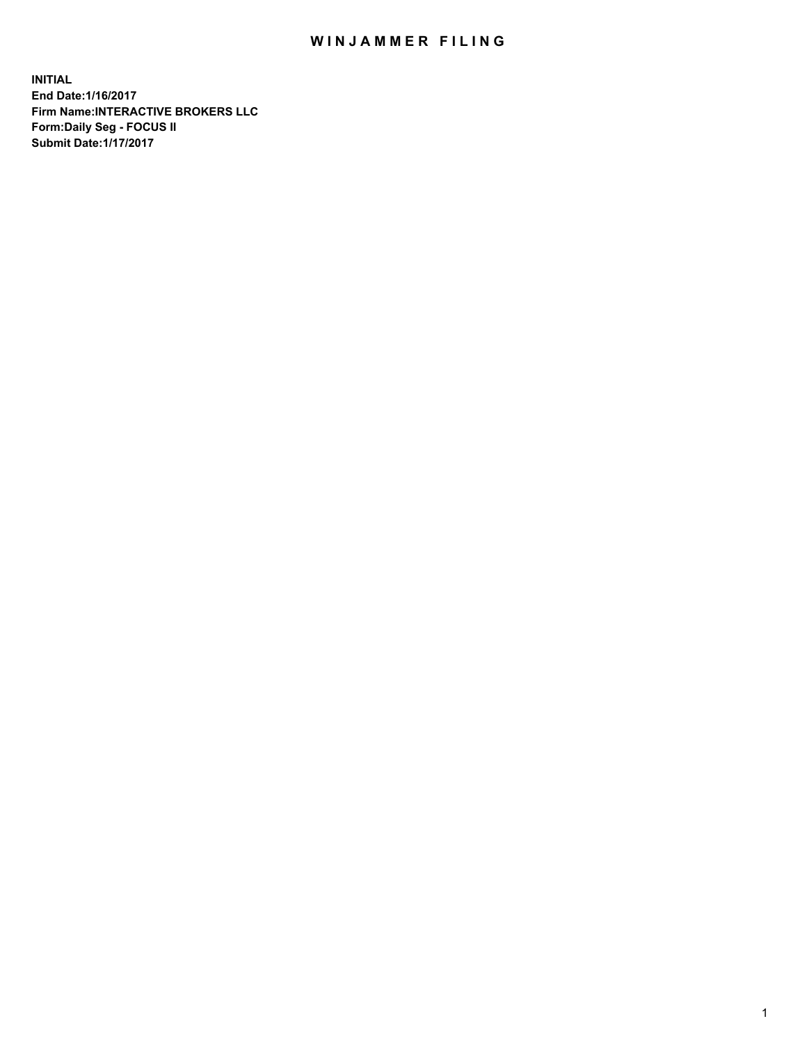# WINJAMMER FILING

**INITIAL**
**End Date:1/16/2017**
**Firm Name:INTERACTIVE BROKERS LLC**
**Form:Daily Seg - FOCUS II**
**Submit Date:1/17/2017**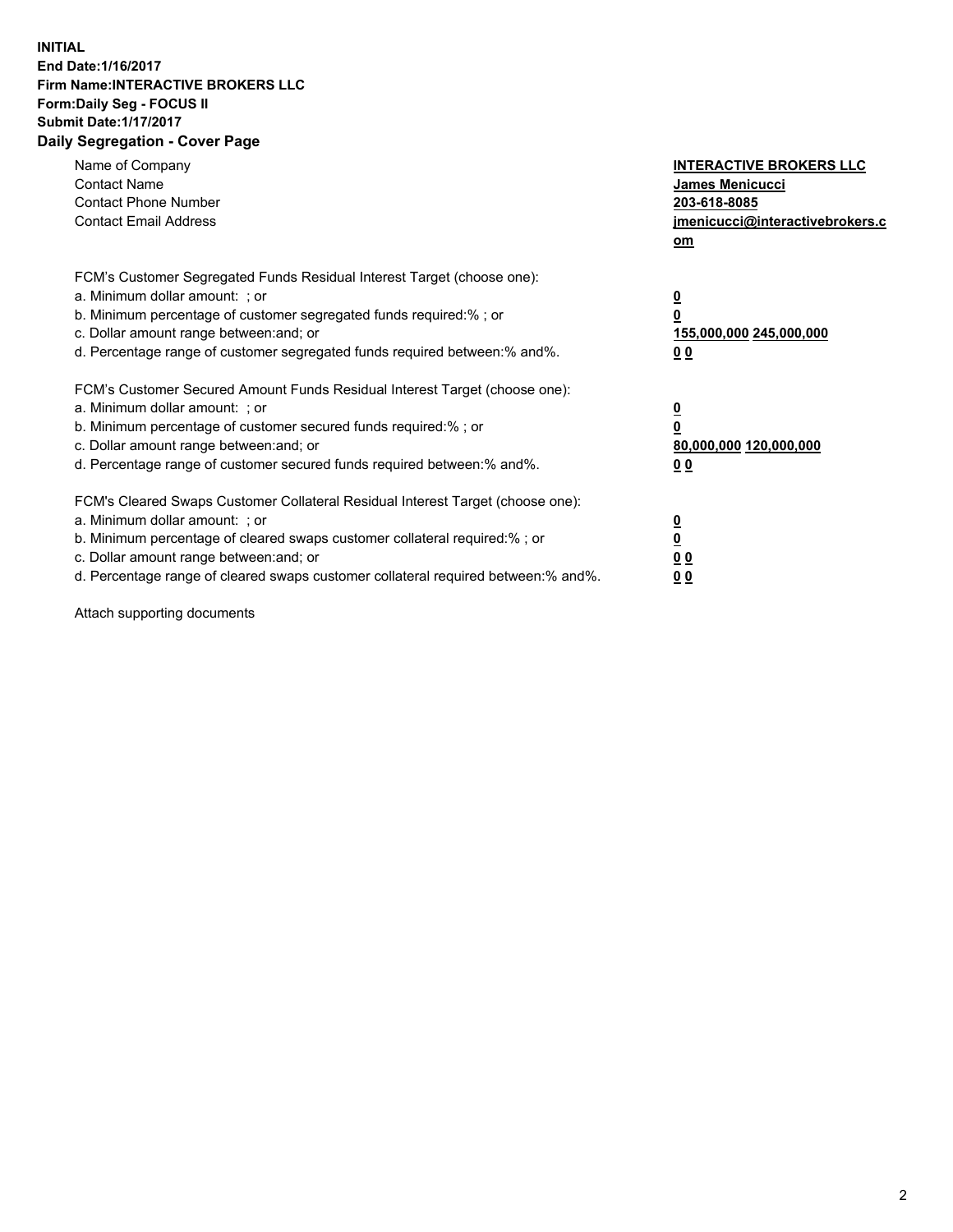**INITIAL**
**End Date:1/16/2017**
**Firm Name:INTERACTIVE BROKERS LLC**
**Form:Daily Seg - FOCUS II**
**Submit Date:1/17/2017**
**Daily Segregation - Cover Page**

| | |
|---|---|
| Name of Company | **INTERACTIVE BROKERS LLC** |
| Contact Name | **James Menicucci** |
| Contact Phone Number | **203-618-8085** |
| Contact Email Address | **jmenicucci@interactivebrokers.com** |

| | |
|---|---|
| FCM's Customer Segregated Funds Residual Interest Target (choose one): | |
| a. Minimum dollar amount: ; or | **0** |
| b. Minimum percentage of customer segregated funds required:% ; or | **0** |
| c. Dollar amount range between:and; or | **155,000,000 245,000,000** |
| d. Percentage range of customer segregated funds required between:% and%. | **0 0** |

| | |
|---|---|
| FCM's Customer Secured Amount Funds Residual Interest Target (choose one): | |
| a. Minimum dollar amount: ; or | **0** |
| b. Minimum percentage of customer secured funds required:% ; or | **0** |
| c. Dollar amount range between:and; or | **80,000,000 120,000,000** |
| d. Percentage range of customer secured funds required between:% and%. | **0 0** |

| | |
|---|---|
| FCM's Cleared Swaps Customer Collateral Residual Interest Target (choose one): | |
| a. Minimum dollar amount: ; or | **0** |
| b. Minimum percentage of cleared swaps customer collateral required:% ; or | **0** |
| c. Dollar amount range between:and; or | **0 0** |
| d. Percentage range of cleared swaps customer collateral required between:% and%. | **0 0** |

Attach supporting documents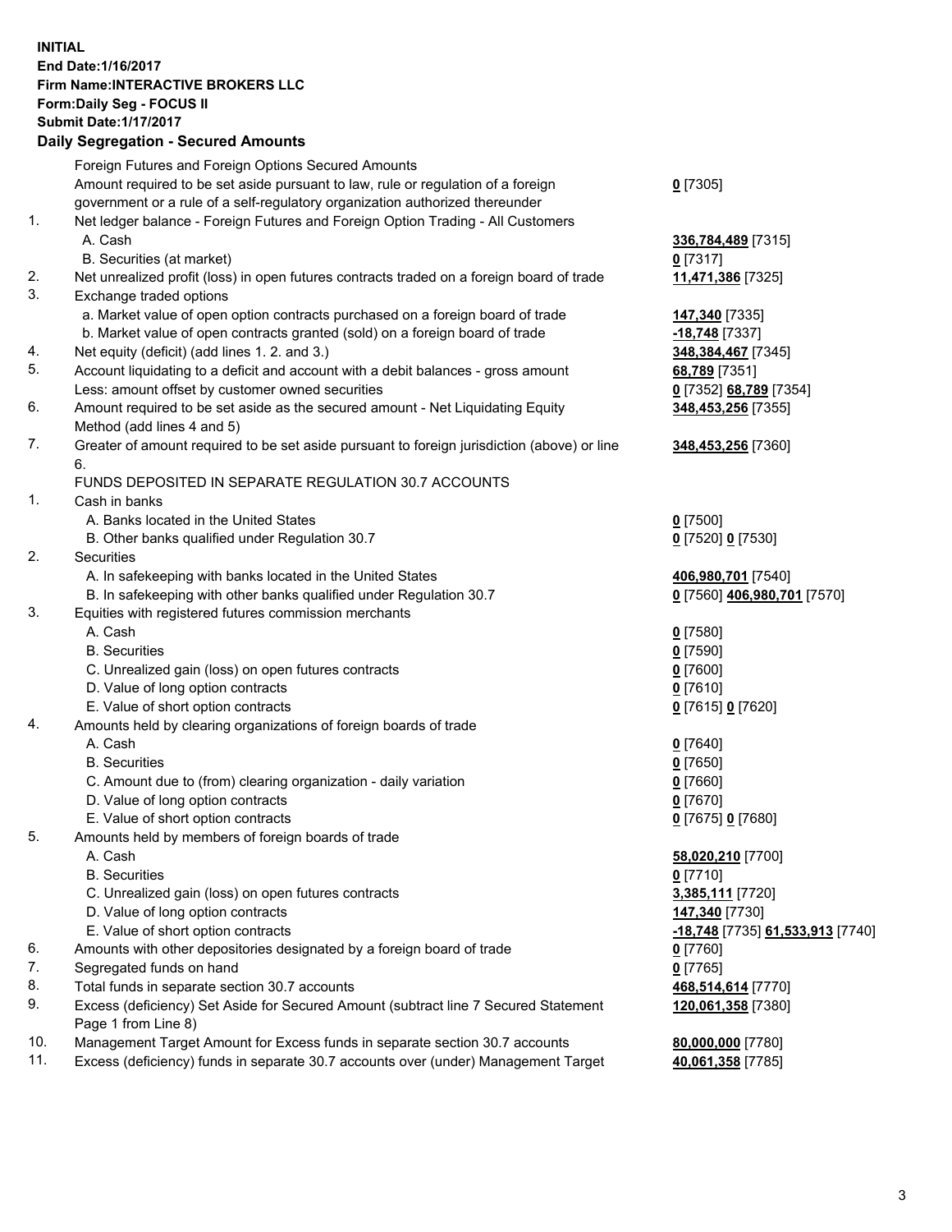**INITIAL**
**End Date:1/16/2017**
**Firm Name:INTERACTIVE BROKERS LLC**
**Form:Daily Seg - FOCUS II**
**Submit Date:1/17/2017**
**Daily Segregation - Secured Amounts**

| | | |
|---|---|---|
| | Foreign Futures and Foreign Options Secured Amounts | |
| | Amount required to be set aside pursuant to law, rule or regulation of a foreign government or a rule of a self-regulatory organization authorized thereunder | 0 [7305] |
| 1. | Net ledger balance - Foreign Futures and Foreign Option Trading - All Customers | |
| | A. Cash | 336,784,489 [7315] |
| | B. Securities (at market) | 0 [7317] |
| 2. | Net unrealized profit (loss) in open futures contracts traded on a foreign board of trade | 11,471,386 [7325] |
| 3. | Exchange traded options | |
| | a. Market value of open option contracts purchased on a foreign board of trade | 147,340 [7335] |
| | b. Market value of open contracts granted (sold) on a foreign board of trade | -18,748 [7337] |
| 4. | Net equity (deficit) (add lines 1. 2. and 3.) | 348,384,467 [7345] |
| 5. | Account liquidating to a deficit and account with a debit balances - gross amount | 68,789 [7351] |
| | Less: amount offset by customer owned securities | 0 [7352] 68,789 [7354] |
| 6. | Amount required to be set aside as the secured amount - Net Liquidating Equity Method (add lines 4 and 5) | 348,453,256 [7355] |
| 7. | Greater of amount required to be set aside pursuant to foreign jurisdiction (above) or line 6. | 348,453,256 [7360] |
| | FUNDS DEPOSITED IN SEPARATE REGULATION 30.7 ACCOUNTS | |
| 1. | Cash in banks | |
| | A. Banks located in the United States | 0 [7500] |
| | B. Other banks qualified under Regulation 30.7 | 0 [7520] 0 [7530] |
| 2. | Securities | |
| | A. In safekeeping with banks located in the United States | 406,980,701 [7540] |
| | B. In safekeeping with other banks qualified under Regulation 30.7 | 0 [7560] 406,980,701 [7570] |
| 3. | Equities with registered futures commission merchants | |
| | A. Cash | 0 [7580] |
| | B. Securities | 0 [7590] |
| | C. Unrealized gain (loss) on open futures contracts | 0 [7600] |
| | D. Value of long option contracts | 0 [7610] |
| | E. Value of short option contracts | 0 [7615] 0 [7620] |
| 4. | Amounts held by clearing organizations of foreign boards of trade | |
| | A. Cash | 0 [7640] |
| | B. Securities | 0 [7650] |
| | C. Amount due to (from) clearing organization - daily variation | 0 [7660] |
| | D. Value of long option contracts | 0 [7670] |
| | E. Value of short option contracts | 0 [7675] 0 [7680] |
| 5. | Amounts held by members of foreign boards of trade | |
| | A. Cash | 58,020,210 [7700] |
| | B. Securities | 0 [7710] |
| | C. Unrealized gain (loss) on open futures contracts | 3,385,111 [7720] |
| | D. Value of long option contracts | 147,340 [7730] |
| | E. Value of short option contracts | -18,748 [7735] 61,533,913 [7740] |
| 6. | Amounts with other depositories designated by a foreign board of trade | 0 [7760] |
| 7. | Segregated funds on hand | 0 [7765] |
| 8. | Total funds in separate section 30.7 accounts | 468,514,614 [7770] |
| 9. | Excess (deficiency) Set Aside for Secured Amount (subtract line 7 Secured Statement Page 1 from Line 8) | 120,061,358 [7380] |
| 10. | Management Target Amount for Excess funds in separate section 30.7 accounts | 80,000,000 [7780] |
| 11. | Excess (deficiency) funds in separate 30.7 accounts over (under) Management Target | 40,061,358 [7785] |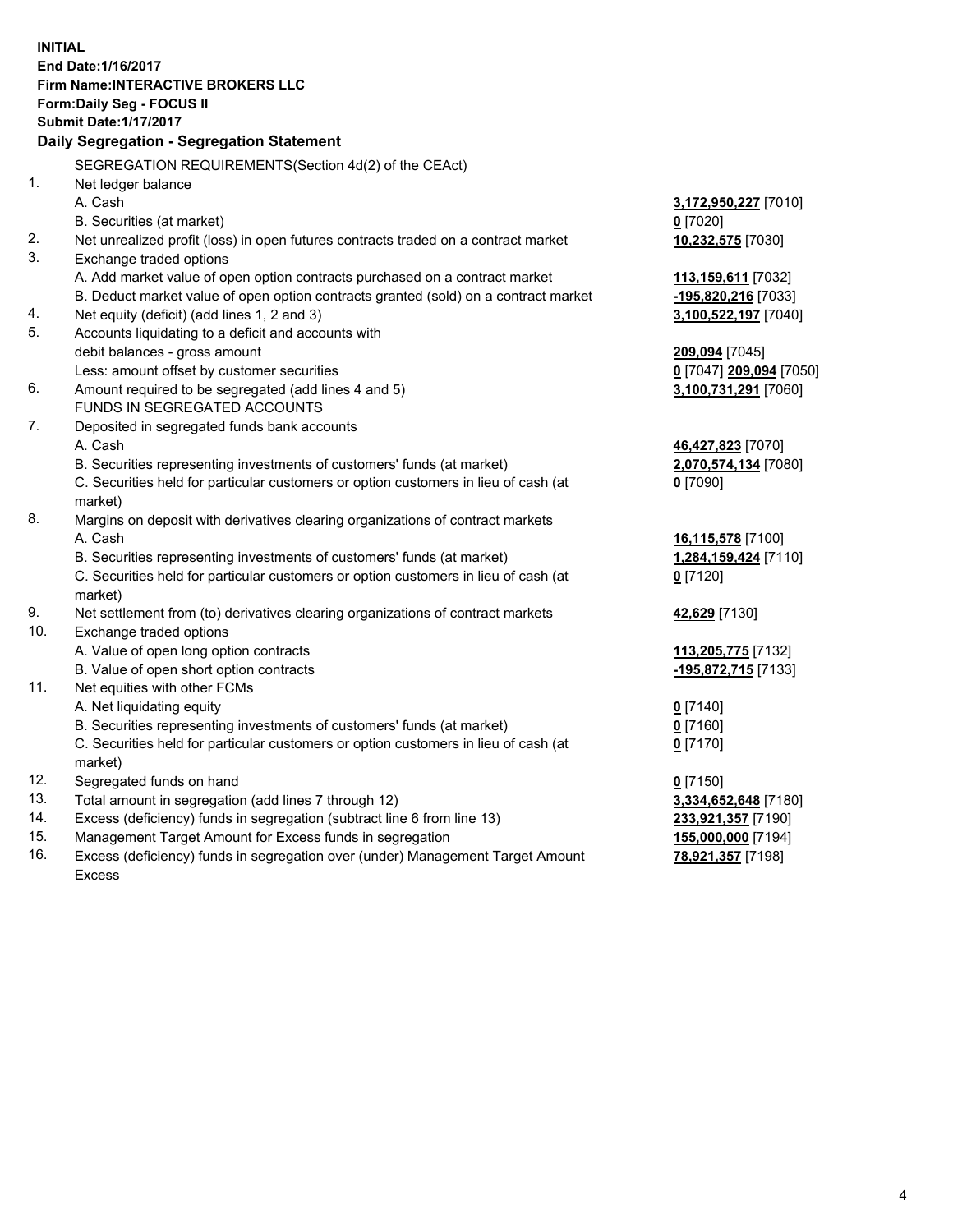**INITIAL**
**End Date:1/16/2017**
**Firm Name:INTERACTIVE BROKERS LLC**
**Form:Daily Seg - FOCUS II**
**Submit Date:1/17/2017**
**Daily Segregation - Segregation Statement**

| | | |
|---|---|---|
| | SEGREGATION REQUIREMENTS(Section 4d(2) of the CEAct) | |
| 1. | Net ledger balance | |
| | A. Cash | **3,172,950,227** [7010] |
| | B. Securities (at market) | **0** [7020] |
| 2. | Net unrealized profit (loss) in open futures contracts traded on a contract market | **10,232,575** [7030] |
| 3. | Exchange traded options | |
| | A. Add market value of open option contracts purchased on a contract market | **113,159,611** [7032] |
| | B. Deduct market value of open option contracts granted (sold) on a contract market | **-195,820,216** [7033] |
| 4. | Net equity (deficit) (add lines 1, 2 and 3) | **3,100,522,197** [7040] |
| 5. | Accounts liquidating to a deficit and accounts with | |
| | debit balances - gross amount | **209,094** [7045] |
| | Less: amount offset by customer securities | **0** [7047] **209,094** [7050] |
| 6. | Amount required to be segregated (add lines 4 and 5) | **3,100,731,291** [7060] |
| | FUNDS IN SEGREGATED ACCOUNTS | |
| 7. | Deposited in segregated funds bank accounts | |
| | A. Cash | **46,427,823** [7070] |
| | B. Securities representing investments of customers' funds (at market) | **2,070,574,134** [7080] |
| | C. Securities held for particular customers or option customers in lieu of cash (at market) | **0** [7090] |
| 8. | Margins on deposit with derivatives clearing organizations of contract markets | |
| | A. Cash | **16,115,578** [7100] |
| | B. Securities representing investments of customers' funds (at market) | **1,284,159,424** [7110] |
| | C. Securities held for particular customers or option customers in lieu of cash (at market) | **0** [7120] |
| 9. | Net settlement from (to) derivatives clearing organizations of contract markets | **42,629** [7130] |
| 10. | Exchange traded options | |
| | A. Value of open long option contracts | **113,205,775** [7132] |
| | B. Value of open short option contracts | **-195,872,715** [7133] |
| 11. | Net equities with other FCMs | |
| | A. Net liquidating equity | **0** [7140] |
| | B. Securities representing investments of customers' funds (at market) | **0** [7160] |
| | C. Securities held for particular customers or option customers in lieu of cash (at market) | **0** [7170] |
| 12. | Segregated funds on hand | **0** [7150] |
| 13. | Total amount in segregation (add lines 7 through 12) | **3,334,652,648** [7180] |
| 14. | Excess (deficiency) funds in segregation (subtract line 6 from line 13) | **233,921,357** [7190] |
| 15. | Management Target Amount for Excess funds in segregation | **155,000,000** [7194] |
| 16. | Excess (deficiency) funds in segregation over (under) Management Target Amount Excess | **78,921,357** [7198] |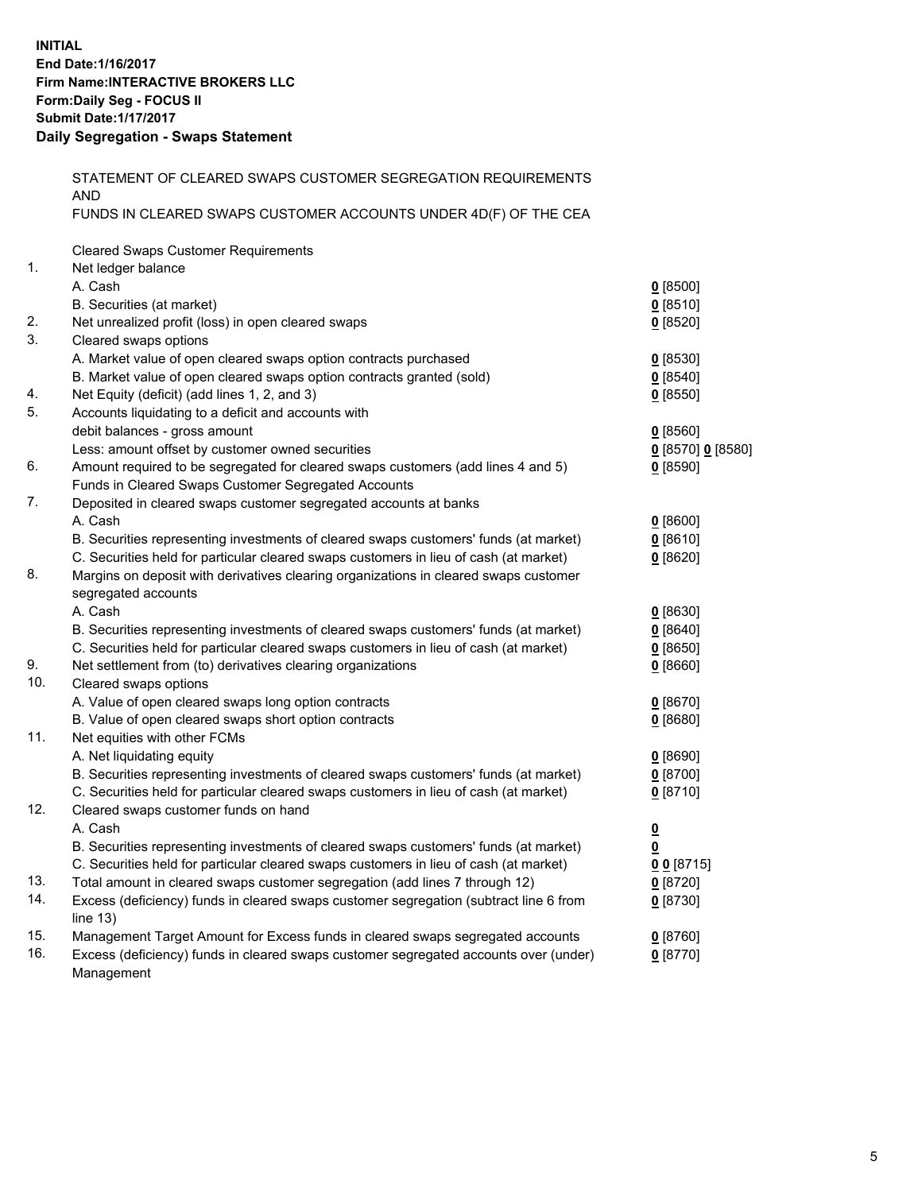**INITIAL**
**End Date:1/16/2017**
**Firm Name:INTERACTIVE BROKERS LLC**
**Form:Daily Seg - FOCUS II**
**Submit Date:1/17/2017**
**Daily Segregation - Swaps Statement**

STATEMENT OF CLEARED SWAPS CUSTOMER SEGREGATION REQUIREMENTS AND FUNDS IN CLEARED SWAPS CUSTOMER ACCOUNTS UNDER 4D(F) OF THE CEA

| | | |
|---|---|---|
| | Cleared Swaps Customer Requirements | |
| 1. | Net ledger balance | |
| | A. Cash | 0 [8500] |
| | B. Securities (at market) | 0 [8510] |
| 2. | Net unrealized profit (loss) in open cleared swaps | 0 [8520] |
| 3. | Cleared swaps options | |
| | A. Market value of open cleared swaps option contracts purchased | 0 [8530] |
| | B. Market value of open cleared swaps option contracts granted (sold) | 0 [8540] |
| 4. | Net Equity (deficit) (add lines 1, 2, and 3) | 0 [8550] |
| 5. | Accounts liquidating to a deficit and accounts with debit balances - gross amount | 0 [8560] |
| | Less: amount offset by customer owned securities | 0 [8570] 0 [8580] |
| 6. | Amount required to be segregated for cleared swaps customers (add lines 4 and 5) | 0 [8590] |
| | Funds in Cleared Swaps Customer Segregated Accounts | |
| 7. | Deposited in cleared swaps customer segregated accounts at banks | |
| | A. Cash | 0 [8600] |
| | B. Securities representing investments of cleared swaps customers' funds (at market) | 0 [8610] |
| | C. Securities held for particular cleared swaps customers in lieu of cash (at market) | 0 [8620] |
| 8. | Margins on deposit with derivatives clearing organizations in cleared swaps customer segregated accounts | |
| | A. Cash | 0 [8630] |
| | B. Securities representing investments of cleared swaps customers' funds (at market) | 0 [8640] |
| | C. Securities held for particular cleared swaps customers in lieu of cash (at market) | 0 [8650] |
| 9. | Net settlement from (to) derivatives clearing organizations | 0 [8660] |
| 10. | Cleared swaps options | |
| | A. Value of open cleared swaps long option contracts | 0 [8670] |
| | B. Value of open cleared swaps short option contracts | 0 [8680] |
| 11. | Net equities with other FCMs | |
| | A. Net liquidating equity | 0 [8690] |
| | B. Securities representing investments of cleared swaps customers' funds (at market) | 0 [8700] |
| | C. Securities held for particular cleared swaps customers in lieu of cash (at market) | 0 [8710] |
| 12. | Cleared swaps customer funds on hand | |
| | A. Cash | 0 |
| | B. Securities representing investments of cleared swaps customers' funds (at market) | 0 |
| | C. Securities held for particular cleared swaps customers in lieu of cash (at market) | 0 0 [8715] |
| 13. | Total amount in cleared swaps customer segregation (add lines 7 through 12) | 0 [8720] |
| 14. | Excess (deficiency) funds in cleared swaps customer segregation (subtract line 6 from line 13) | 0 [8730] |
| 15. | Management Target Amount for Excess funds in cleared swaps segregated accounts | 0 [8760] |
| 16. | Excess (deficiency) funds in cleared swaps customer segregated accounts over (under) Management | 0 [8770] |